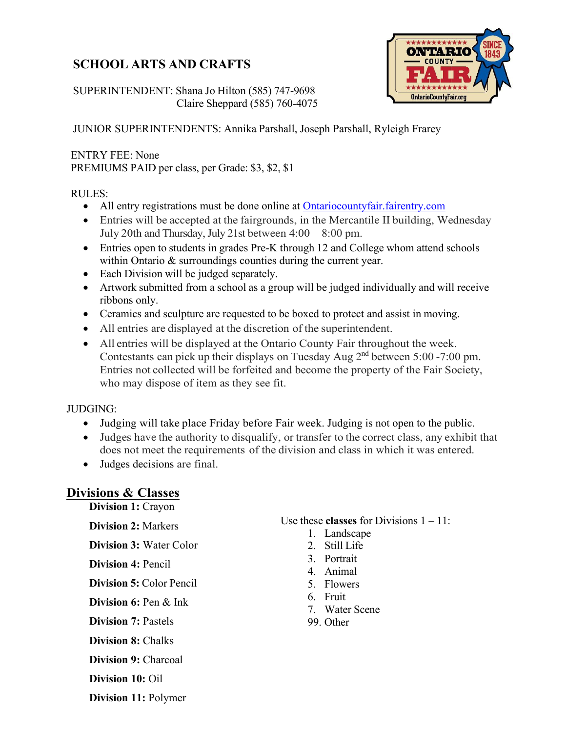# SCHOOL ARTS AND CRAFTS

SUPERINTENDENT: Shana Jo Hilton (585) 747-9698
Claire Sheppard (585) 760-4075

JUNIOR SUPERINTENDENTS: Annika Parshall, Joseph Parshall, Ryleigh Frarey

ENTRY FEE: None
PREMIUMS PAID per class, per Grade: $3, $2, $1

RULES:

- All entry registrations must be done online at [Ontariocountyfair.fairentry.com](Ontariocountyfair.fairentry.com)
- Entries will be accepted at the fairgrounds, in the Mercantile II building, Wednesday July 20th and Thursday, July 21st between 4:00 – 8:00 pm.
- Entries open to students in grades Pre-K through 12 and College whom attend schools within Ontario & surroundings counties during the current year.
- Each Division will be judged separately.
- Artwork submitted from a school as a group will be judged individually and will receive ribbons only.
- Ceramics and sculpture are requested to be boxed to protect and assist in moving.
- All entries are displayed at the discretion of the superintendent.
- All entries will be displayed at the Ontario County Fair throughout the week. Contestants can pick up their displays on Tuesday Aug 2nd between 5:00 -7:00 pm. Entries not collected will be forfeited and become the property of the Fair Society, who may dispose of item as they see fit.

JUDGING:

- Judging will take place Friday before Fair week. Judging is not open to the public.
- Judges have the authority to disqualify, or transfer to the correct class, any exhibit that does not meet the requirements of the division and class in which it was entered.
- Judges decisions are final.

## Divisions & Classes

**Division 1:** Crayon

**Division 2:** Markers

**Division 3:** Water Color

**Division 4:** Pencil

**Division 5:** Color Pencil

**Division 6:** Pen & Ink

**Division 7:** Pastels

**Division 8:** Chalks

**Division 9:** Charcoal

**Division 10:** Oil

**Division 11:** Polymer

Use these **classes** for Divisions 1 – 11:

1. Landscape
2. Still Life
3. Portrait
4. Animal
5. Flowers
6. Fruit
7. Water Scene

99. Other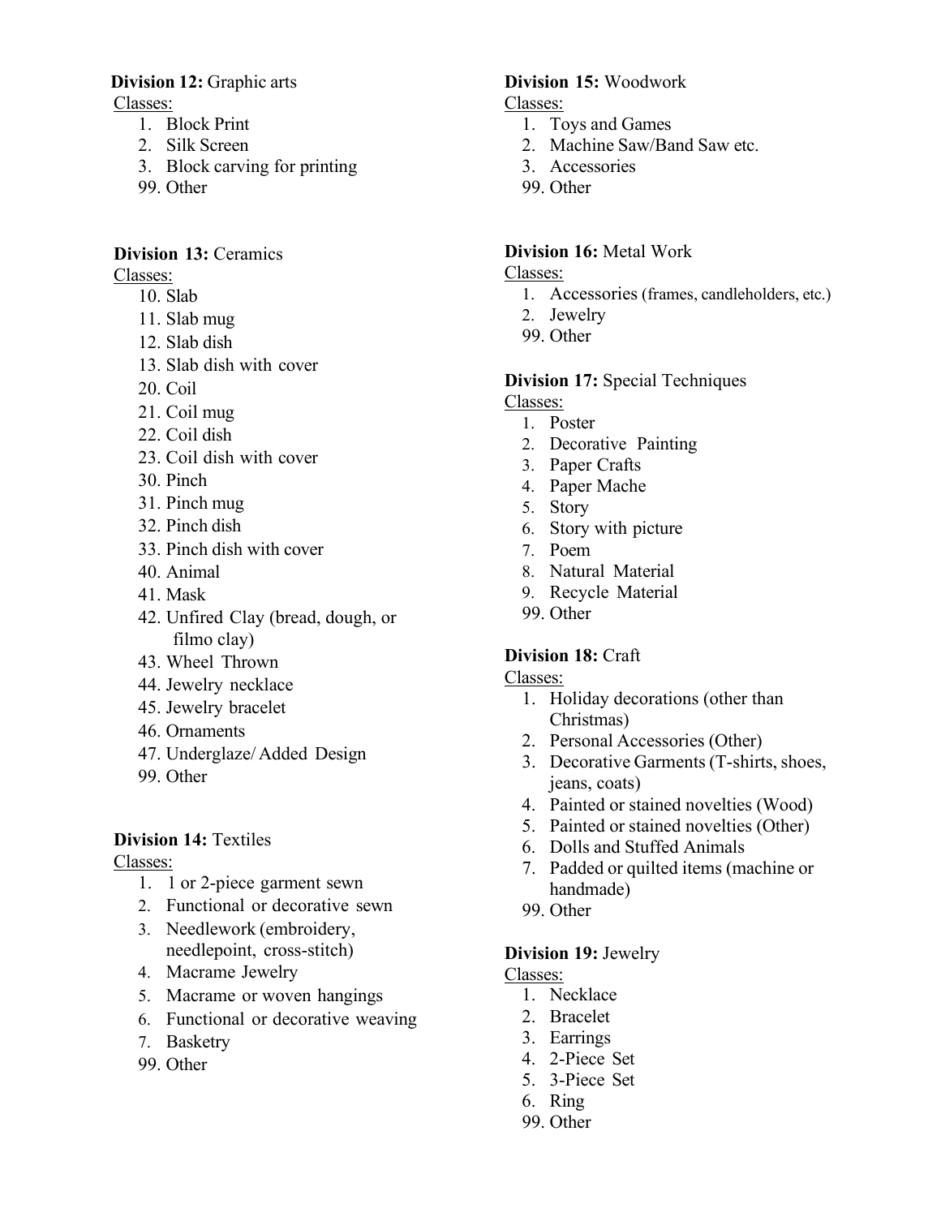**Division 12:** Graphic arts

Classes:

1. Block Print
2. Silk Screen
3. Block carving for printing

99. Other

**Division 13:** Ceramics

Classes:

10. Slab
11. Slab mug
12. Slab dish
13. Slab dish with cover
20. Coil
21. Coil mug
22. Coil dish
23. Coil dish with cover
30. Pinch
31. Pinch mug
32. Pinch dish
33. Pinch dish with cover
40. Animal
41. Mask
42. Unfired Clay (bread, dough, or filmo clay)
43. Wheel Thrown
44. Jewelry necklace
45. Jewelry bracelet
46. Ornaments
47. Underglaze/ Added Design
99. Other

**Division 14:** Textiles

Classes:

1. 1 or 2-piece garment sewn
2. Functional or decorative sewn
3. Needlework (embroidery, needlepoint, cross-stitch)
4. Macrame Jewelry
5. Macrame or woven hangings
6. Functional or decorative weaving
7. Basketry

99. Other

**Division 15:** Woodwork

Classes:

1. Toys and Games
2. Machine Saw/Band Saw etc.
3. Accessories

99. Other

**Division 16:** Metal Work

Classes:

1. Accessories (frames, candleholders, etc.)
2. Jewelry

99. Other

**Division 17:** Special Techniques

Classes:

1. Poster
2. Decorative Painting
3. Paper Crafts
4. Paper Mache
5. Story
6. Story with picture
7. Poem
8. Natural Material
9. Recycle Material

99. Other

**Division 18:** Craft

Classes:

1. Holiday decorations (other than Christmas)
2. Personal Accessories (Other)
3. Decorative Garments (T-shirts, shoes, jeans, coats)
4. Painted or stained novelties (Wood)
5. Painted or stained novelties (Other)
6. Dolls and Stuffed Animals
7. Padded or quilted items (machine or handmade)

99. Other

**Division 19:** Jewelry

Classes:

1. Necklace
2. Bracelet
3. Earrings
4. 2-Piece Set
5. 3-Piece Set
6. Ring

99. Other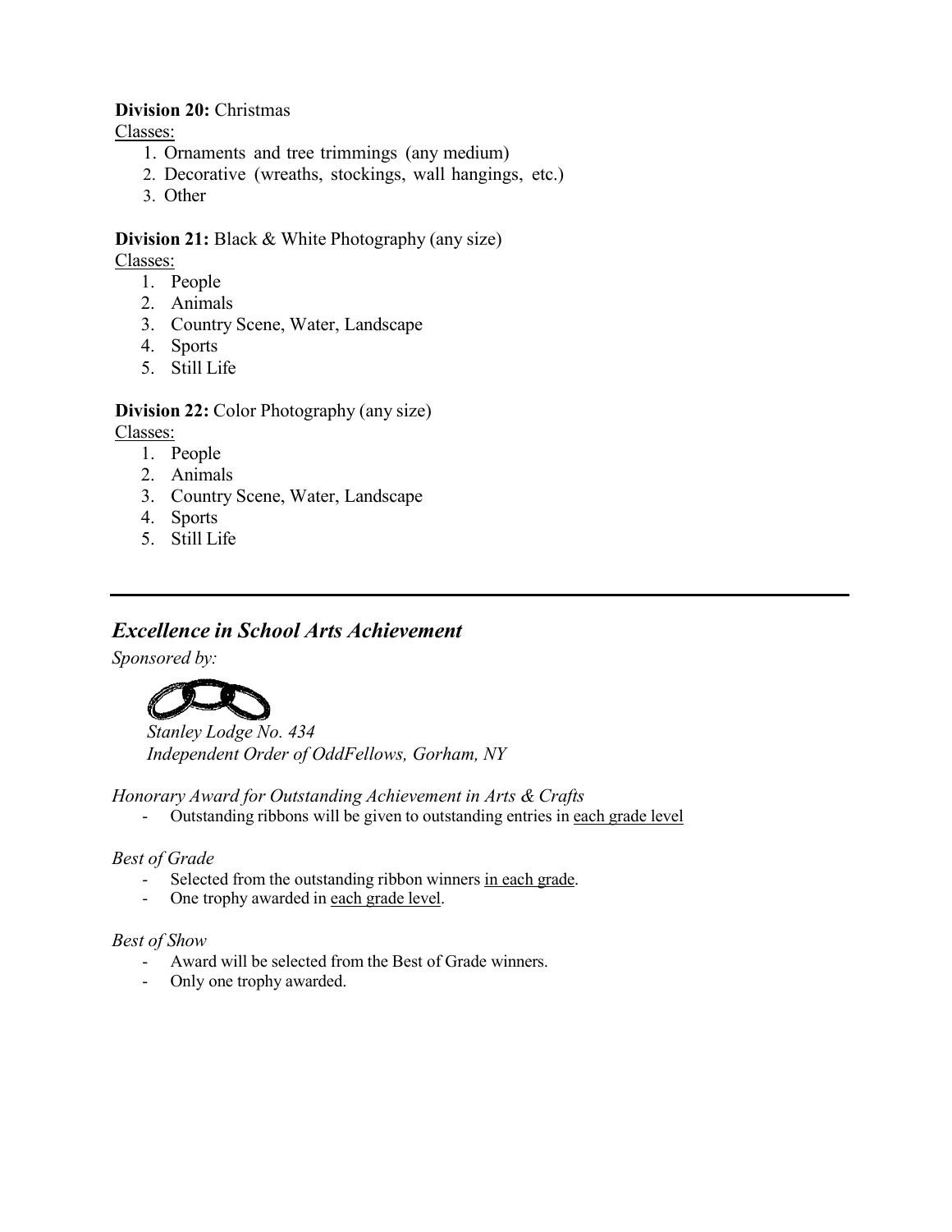**Division 20:** Christmas

Classes:

1. Ornaments and tree trimmings (any medium)
2. Decorative (wreaths, stockings, wall hangings, etc.)
3. Other

**Division 21:** Black & White Photography (any size)

Classes:

1. People
2. Animals
3. Country Scene, Water, Landscape
4. Sports
5. Still Life

**Division 22:** Color Photography (any size)

Classes:

1. People
2. Animals
3. Country Scene, Water, Landscape
4. Sports
5. Still Life

---

## *Excellence in School Arts Achievement*

*Sponsored by:*

*Stanley Lodge No. 434*
*Independent Order of OddFellows, Gorham, NY*

*Honorary Award for Outstanding Achievement in Arts & Crafts*

- Outstanding ribbons will be given to outstanding entries in each grade level

*Best of Grade*

- Selected from the outstanding ribbon winners in each grade.
- One trophy awarded in each grade level.

*Best of Show*

- Award will be selected from the Best of Grade winners.
- Only one trophy awarded.